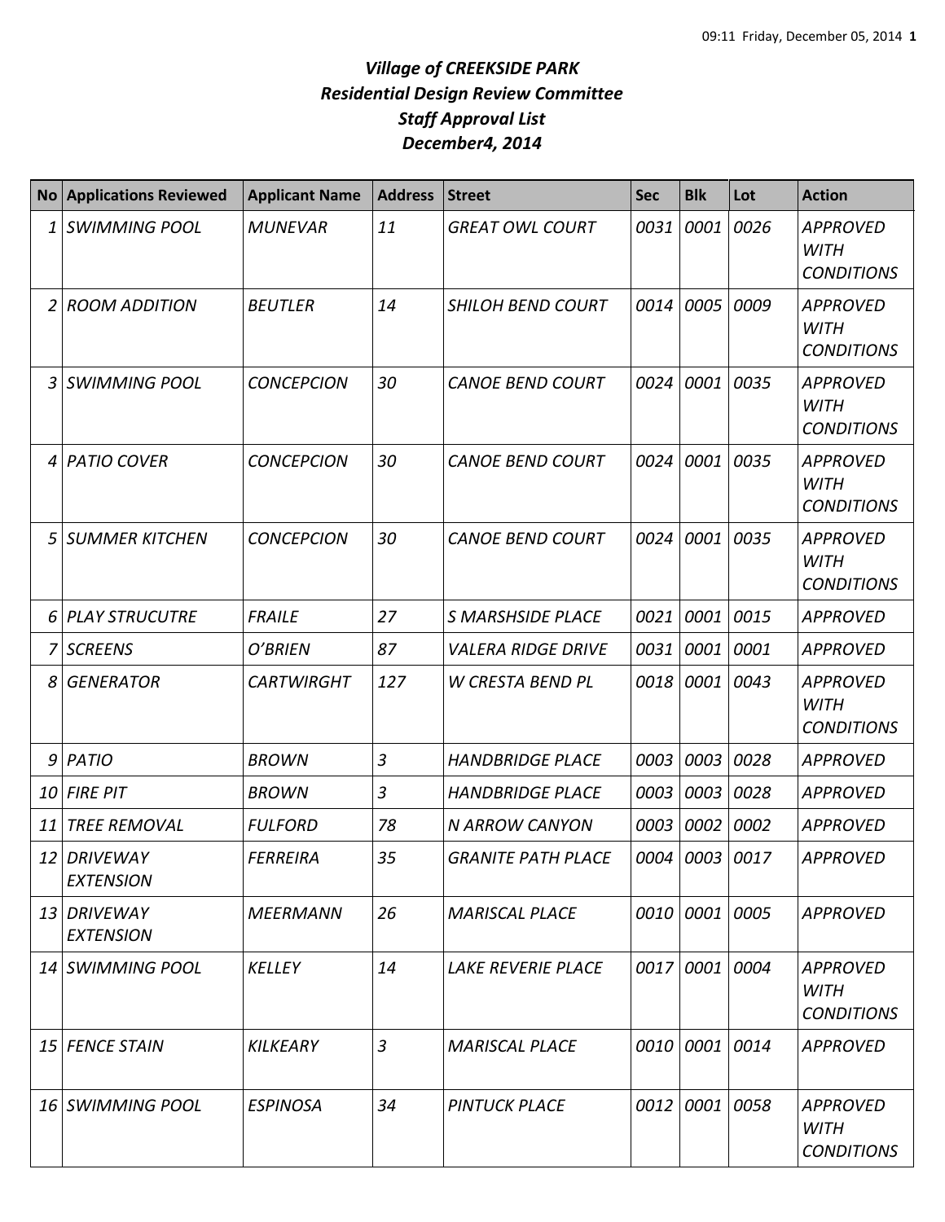# *Village of CREEKSIDE PARK*
## *Residential Design Review Committee*
## *Staff Approval List*
## *December4, 2014*

| No | Applications Reviewed | Applicant Name | Address | Street | Sec | Blk | Lot | Action |
|---|---|---|---|---|---|---|---|---|
| 1 | *SWIMMING POOL* | *MUNEVAR* | *11* | *GREAT OWL COURT* | *0031* | *0001* | *0026* | *APPROVED WITH CONDITIONS* |
| 2 | *ROOM ADDITION* | *BEUTLER* | *14* | *SHILOH BEND COURT* | *0014* | *0005* | *0009* | *APPROVED WITH CONDITIONS* |
| 3 | *SWIMMING POOL* | *CONCEPCION* | *30* | *CANOE BEND COURT* | *0024* | *0001* | *0035* | *APPROVED WITH CONDITIONS* |
| 4 | *PATIO COVER* | *CONCEPCION* | *30* | *CANOE BEND COURT* | *0024* | *0001* | *0035* | *APPROVED WITH CONDITIONS* |
| 5 | *SUMMER KITCHEN* | *CONCEPCION* | *30* | *CANOE BEND COURT* | *0024* | *0001* | *0035* | *APPROVED WITH CONDITIONS* |
| 6 | *PLAY STRUCUTRE* | *FRAILE* | *27* | *S MARSHSIDE PLACE* | *0021* | *0001* | *0015* | *APPROVED* |
| 7 | *SCREENS* | *O'BRIEN* | *87* | *VALERA RIDGE DRIVE* | *0031* | *0001* | *0001* | *APPROVED* |
| 8 | *GENERATOR* | *CARTWIRGHT* | *127* | *W CRESTA BEND PL* | *0018* | *0001* | *0043* | *APPROVED WITH CONDITIONS* |
| 9 | *PATIO* | *BROWN* | *3* | *HANDBRIDGE PLACE* | *0003* | *0003* | *0028* | *APPROVED* |
| 10 | *FIRE PIT* | *BROWN* | *3* | *HANDBRIDGE PLACE* | *0003* | *0003* | *0028* | *APPROVED* |
| 11 | *TREE REMOVAL* | *FULFORD* | *78* | *N ARROW CANYON* | *0003* | *0002* | *0002* | *APPROVED* |
| 12 | *DRIVEWAY EXTENSION* | *FERREIRA* | *35* | *GRANITE PATH PLACE* | *0004* | *0003* | *0017* | *APPROVED* |
| 13 | *DRIVEWAY EXTENSION* | *MEERMANN* | *26* | *MARISCAL PLACE* | *0010* | *0001* | *0005* | *APPROVED* |
| 14 | *SWIMMING POOL* | *KELLEY* | *14* | *LAKE REVERIE PLACE* | *0017* | *0001* | *0004* | *APPROVED WITH CONDITIONS* |
| 15 | *FENCE STAIN* | *KILKEARY* | *3* | *MARISCAL PLACE* | *0010* | *0001* | *0014* | *APPROVED* |
| 16 | *SWIMMING POOL* | *ESPINOSA* | *34* | *PINTUCK PLACE* | *0012* | *0001* | *0058* | *APPROVED WITH CONDITIONS* |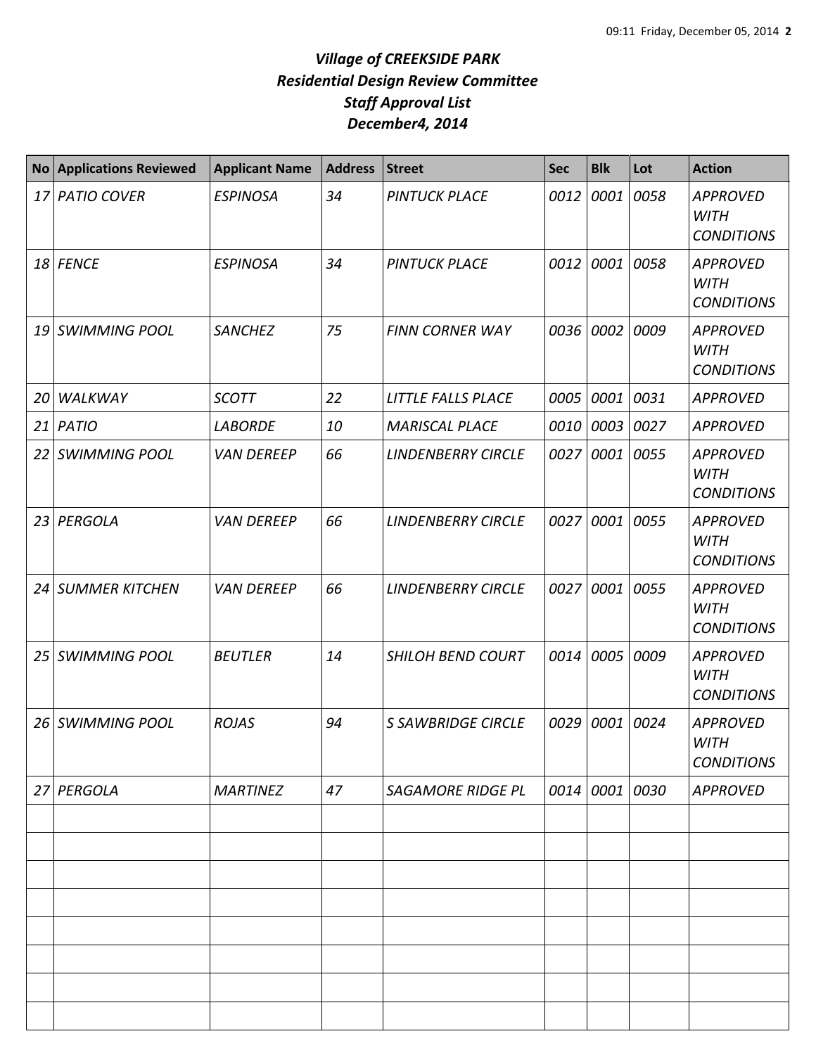# *Village of CREEKSIDE PARK*
## *Residential Design Review Committee*
## *Staff Approval List*
## *December4, 2014*

| No | Applications Reviewed | Applicant Name | Address | Street | Sec | Blk | Lot | Action |
|---|---|---|---|---|---|---|---|---|
| *17* | *PATIO COVER* | *ESPINOSA* | *34* | *PINTUCK PLACE* | *0012* | *0001* | *0058* | *APPROVED WITH CONDITIONS* |
| *18* | *FENCE* | *ESPINOSA* | *34* | *PINTUCK PLACE* | *0012* | *0001* | *0058* | *APPROVED WITH CONDITIONS* |
| *19* | *SWIMMING POOL* | *SANCHEZ* | *75* | *FINN CORNER WAY* | *0036* | *0002* | *0009* | *APPROVED WITH CONDITIONS* |
| *20* | *WALKWAY* | *SCOTT* | *22* | *LITTLE FALLS PLACE* | *0005* | *0001* | *0031* | *APPROVED* |
| *21* | *PATIO* | *LABORDE* | *10* | *MARISCAL PLACE* | *0010* | *0003* | *0027* | *APPROVED* |
| *22* | *SWIMMING POOL* | *VAN DEREEP* | *66* | *LINDENBERRY CIRCLE* | *0027* | *0001* | *0055* | *APPROVED WITH CONDITIONS* |
| *23* | *PERGOLA* | *VAN DEREEP* | *66* | *LINDENBERRY CIRCLE* | *0027* | *0001* | *0055* | *APPROVED WITH CONDITIONS* |
| *24* | *SUMMER KITCHEN* | *VAN DEREEP* | *66* | *LINDENBERRY CIRCLE* | *0027* | *0001* | *0055* | *APPROVED WITH CONDITIONS* |
| *25* | *SWIMMING POOL* | *BEUTLER* | *14* | *SHILOH BEND COURT* | *0014* | *0005* | *0009* | *APPROVED WITH CONDITIONS* |
| *26* | *SWIMMING POOL* | *ROJAS* | *94* | *S SAWBRIDGE CIRCLE* | *0029* | *0001* | *0024* | *APPROVED WITH CONDITIONS* |
| *27* | *PERGOLA* | *MARTINEZ* | *47* | *SAGAMORE RIDGE PL* | *0014* | *0001* | *0030* | *APPROVED* |
| | | | | | | | | |
| | | | | | | | | |
| | | | | | | | | |
| | | | | | | | | |
| | | | | | | | | |
| | | | | | | | | |
| | | | | | | | | |
| | | | | | | | | |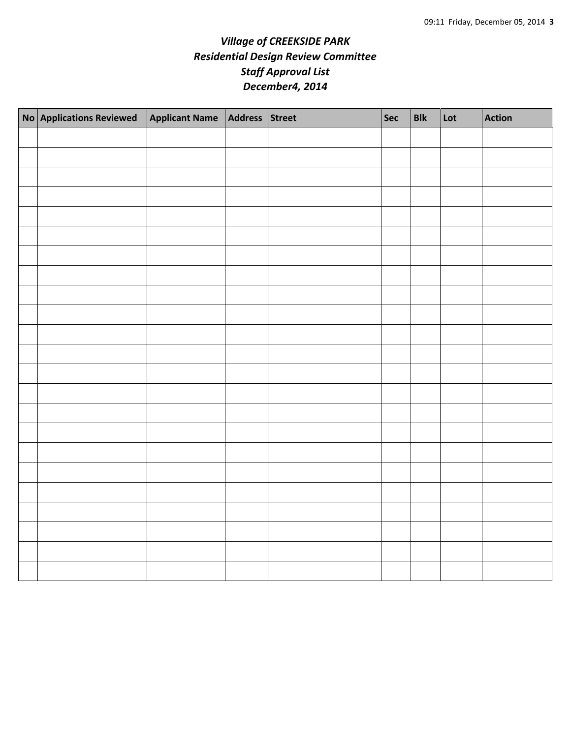***Village of CREEKSIDE PARK***
***Residential Design Review Committee***
***Staff Approval List***
***December4, 2014***

| No | Applications Reviewed | Applicant Name | Address | Street | Sec | Blk | Lot | Action |
|---|---|---|---|---|---|---|---|---|
| | | | | | | | | |
| | | | | | | | | |
| | | | | | | | | |
| | | | | | | | | |
| | | | | | | | | |
| | | | | | | | | |
| | | | | | | | | |
| | | | | | | | | |
| | | | | | | | | |
| | | | | | | | | |
| | | | | | | | | |
| | | | | | | | | |
| | | | | | | | | |
| | | | | | | | | |
| | | | | | | | | |
| | | | | | | | | |
| | | | | | | | | |
| | | | | | | | | |
| | | | | | | | | |
| | | | | | | | | |
| | | | | | | | | |
| | | | | | | | | |
| | | | | | | | | |
| | | | | | | | | |